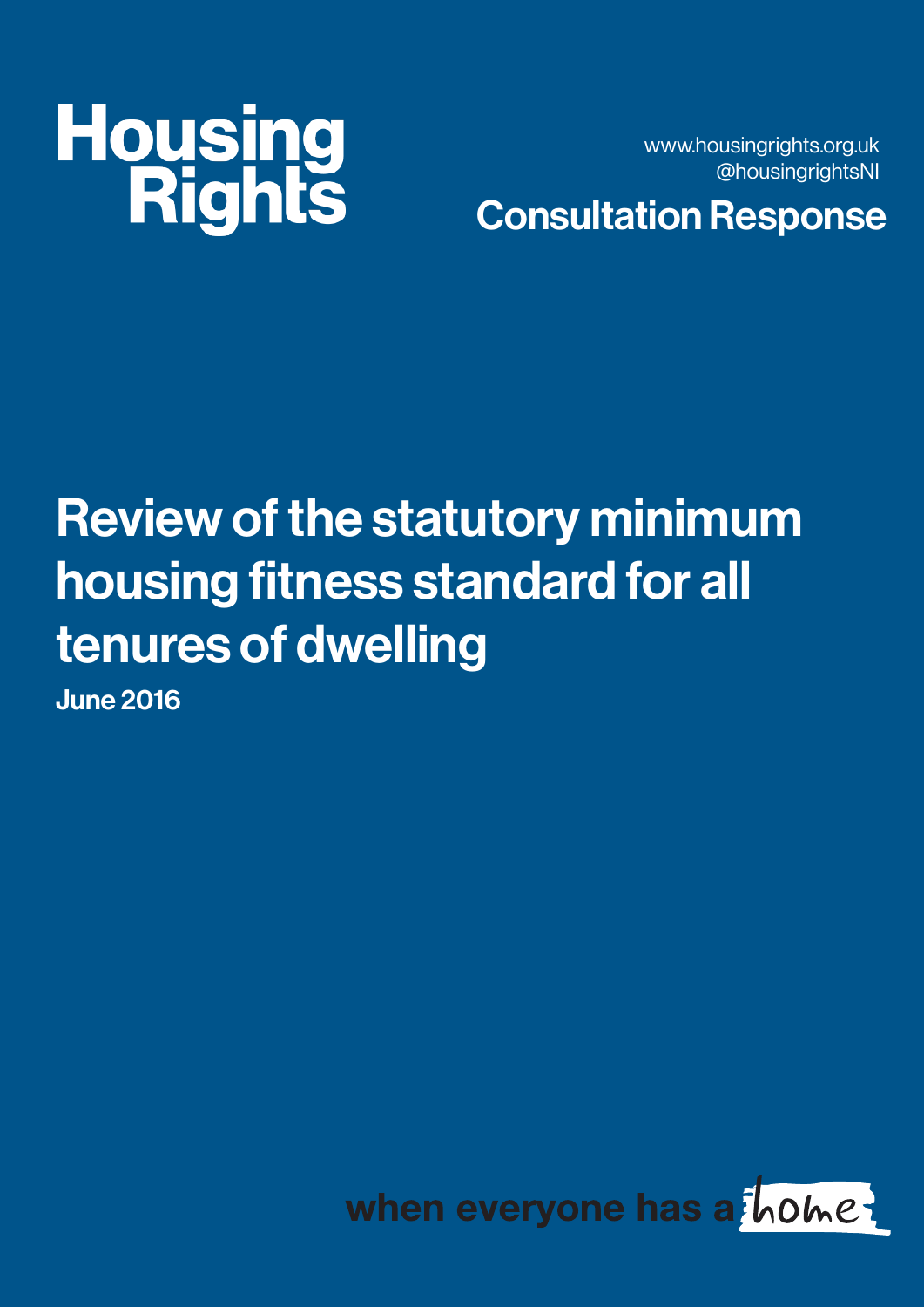Housing Rights

www.housingrights.org.uk
@housingrightsNI

**Consultation Response**

# Review of the statutory minimum housing fitness standard for all tenures of dwelling

**June 2016**

when everyone has a home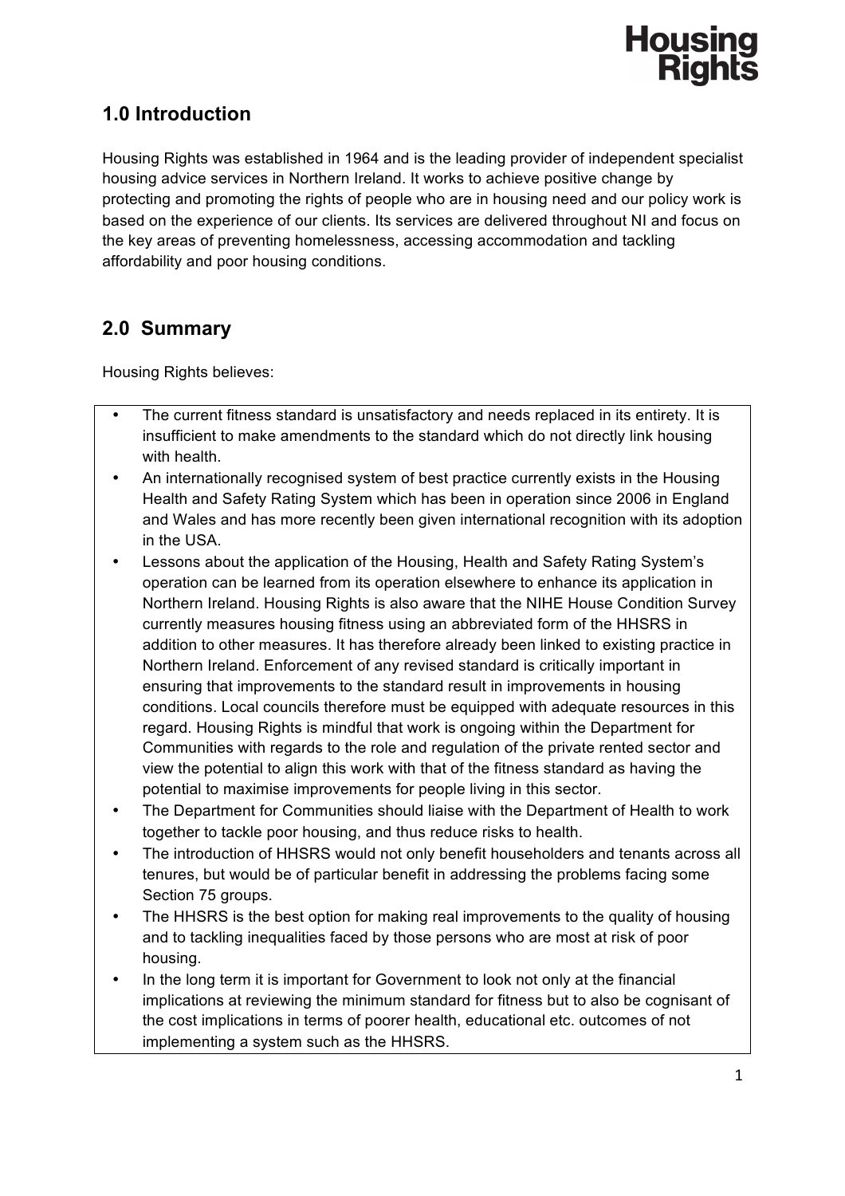## 1.0 Introduction

Housing Rights was established in 1964 and is the leading provider of independent specialist housing advice services in Northern Ireland. It works to achieve positive change by protecting and promoting the rights of people who are in housing need and our policy work is based on the experience of our clients. Its services are delivered throughout NI and focus on the key areas of preventing homelessness, accessing accommodation and tackling affordability and poor housing conditions.

## 2.0 Summary

Housing Rights believes:

- The current fitness standard is unsatisfactory and needs replaced in its entirety. It is insufficient to make amendments to the standard which do not directly link housing with health.
- An internationally recognised system of best practice currently exists in the Housing Health and Safety Rating System which has been in operation since 2006 in England and Wales and has more recently been given international recognition with its adoption in the USA.
- Lessons about the application of the Housing, Health and Safety Rating System's operation can be learned from its operation elsewhere to enhance its application in Northern Ireland. Housing Rights is also aware that the NIHE House Condition Survey currently measures housing fitness using an abbreviated form of the HHSRS in addition to other measures. It has therefore already been linked to existing practice in Northern Ireland. Enforcement of any revised standard is critically important in ensuring that improvements to the standard result in improvements in housing conditions. Local councils therefore must be equipped with adequate resources in this regard. Housing Rights is mindful that work is ongoing within the Department for Communities with regards to the role and regulation of the private rented sector and view the potential to align this work with that of the fitness standard as having the potential to maximise improvements for people living in this sector.
- The Department for Communities should liaise with the Department of Health to work together to tackle poor housing, and thus reduce risks to health.
- The introduction of HHSRS would not only benefit householders and tenants across all tenures, but would be of particular benefit in addressing the problems facing some Section 75 groups.
- The HHSRS is the best option for making real improvements to the quality of housing and to tackling inequalities faced by those persons who are most at risk of poor housing.
- In the long term it is important for Government to look not only at the financial implications at reviewing the minimum standard for fitness but to also be cognisant of the cost implications in terms of poorer health, educational etc. outcomes of not implementing a system such as the HHSRS.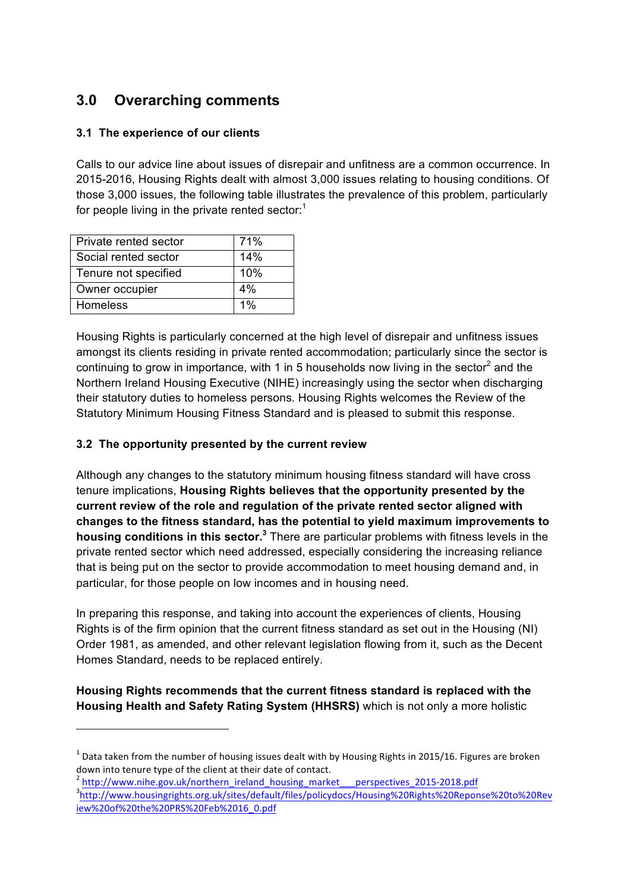## 3.0 Overarching comments

### 3.1 The experience of our clients

Calls to our advice line about issues of disrepair and unfitness are a common occurrence. In 2015-2016, Housing Rights dealt with almost 3,000 issues relating to housing conditions. Of those 3,000 issues, the following table illustrates the prevalence of this problem, particularly for people living in the private rented sector:[1]

| Private rented sector | 71% |
|---|---|
| Social rented sector | 14% |
| Tenure not specified | 10% |
| Owner occupier | 4% |
| Homeless | 1% |

Housing Rights is particularly concerned at the high level of disrepair and unfitness issues amongst its clients residing in private rented accommodation; particularly since the sector is continuing to grow in importance, with 1 in 5 households now living in the sector[2] and the Northern Ireland Housing Executive (NIHE) increasingly using the sector when discharging their statutory duties to homeless persons. Housing Rights welcomes the Review of the Statutory Minimum Housing Fitness Standard and is pleased to submit this response.

### 3.2 The opportunity presented by the current review

Although any changes to the statutory minimum housing fitness standard will have cross tenure implications, **Housing Rights believes that the opportunity presented by the current review of the role and regulation of the private rented sector aligned with changes to the fitness standard, has the potential to yield maximum improvements to housing conditions in this sector.**[3] There are particular problems with fitness levels in the private rented sector which need addressed, especially considering the increasing reliance that is being put on the sector to provide accommodation to meet housing demand and, in particular, for those people on low incomes and in housing need.

In preparing this response, and taking into account the experiences of clients, Housing Rights is of the firm opinion that the current fitness standard as set out in the Housing (NI) Order 1981, as amended, and other relevant legislation flowing from it, such as the Decent Homes Standard, needs to be replaced entirely.

**Housing Rights recommends that the current fitness standard is replaced with the Housing Health and Safety Rating System (HHSRS)** which is not only a more holistic

---

[1] Data taken from the number of housing issues dealt with by Housing Rights in 2015/16. Figures are broken down into tenure type of the client at their date of contact.

[2] http://www.nihe.gov.uk/northern_ireland_housing_market___perspectives_2015-2018.pdf

[3] http://www.housingrights.org.uk/sites/default/files/policydocs/Housing%20Rights%20Reponse%20to%20Review%20of%20the%20PRS%20Feb%2016_0.pdf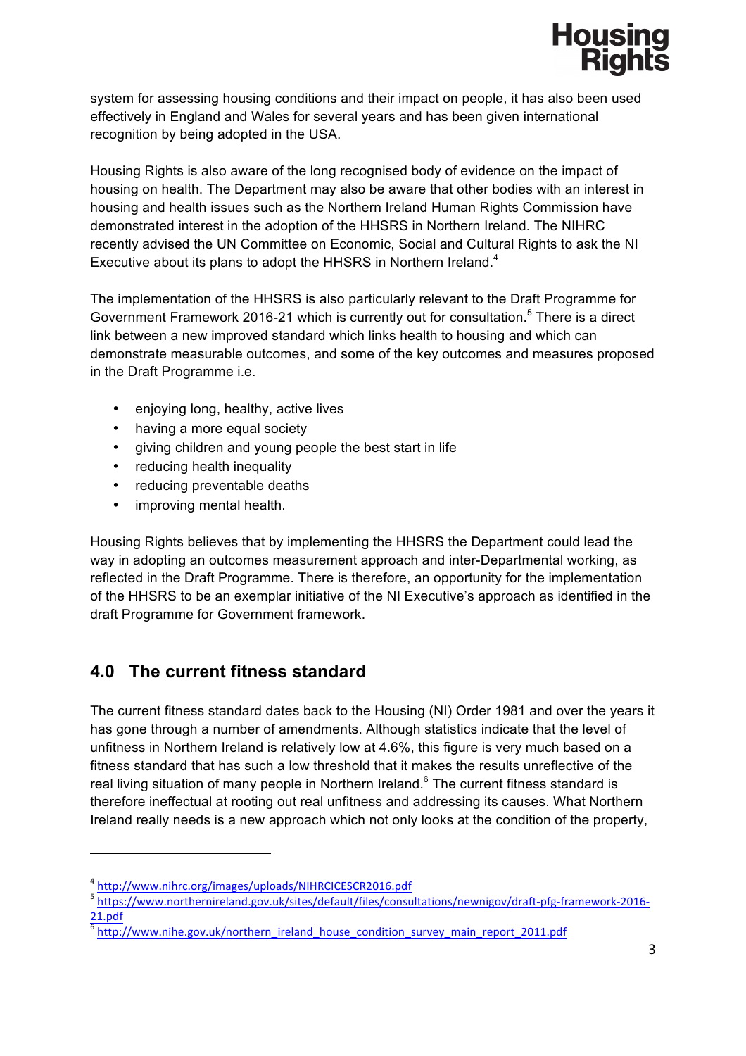system for assessing housing conditions and their impact on people, it has also been used effectively in England and Wales for several years and has been given international recognition by being adopted in the USA.

Housing Rights is also aware of the long recognised body of evidence on the impact of housing on health. The Department may also be aware that other bodies with an interest in housing and health issues such as the Northern Ireland Human Rights Commission have demonstrated interest in the adoption of the HHSRS in Northern Ireland. The NIHRC recently advised the UN Committee on Economic, Social and Cultural Rights to ask the NI Executive about its plans to adopt the HHSRS in Northern Ireland.[4]

The implementation of the HHSRS is also particularly relevant to the Draft Programme for Government Framework 2016-21 which is currently out for consultation.[5] There is a direct link between a new improved standard which links health to housing and which can demonstrate measurable outcomes, and some of the key outcomes and measures proposed in the Draft Programme i.e.

- enjoying long, healthy, active lives
- having a more equal society
- giving children and young people the best start in life
- reducing health inequality
- reducing preventable deaths
- improving mental health.

Housing Rights believes that by implementing the HHSRS the Department could lead the way in adopting an outcomes measurement approach and inter-Departmental working, as reflected in the Draft Programme. There is therefore, an opportunity for the implementation of the HHSRS to be an exemplar initiative of the NI Executive's approach as identified in the draft Programme for Government framework.

## 4.0 The current fitness standard

The current fitness standard dates back to the Housing (NI) Order 1981 and over the years it has gone through a number of amendments. Although statistics indicate that the level of unfitness in Northern Ireland is relatively low at 4.6%, this figure is very much based on a fitness standard that has such a low threshold that it makes the results unreflective of the real living situation of many people in Northern Ireland.[6] The current fitness standard is therefore ineffectual at rooting out real unfitness and addressing its causes. What Northern Ireland really needs is a new approach which not only looks at the condition of the property,

---

[4] http://www.nihrc.org/images/uploads/NIHRCICESCR2016.pdf

[5] https://www.northernireland.gov.uk/sites/default/files/consultations/newnigov/draft-pfg-framework-2016-21.pdf

[6] http://www.nihe.gov.uk/northern_ireland_house_condition_survey_main_report_2011.pdf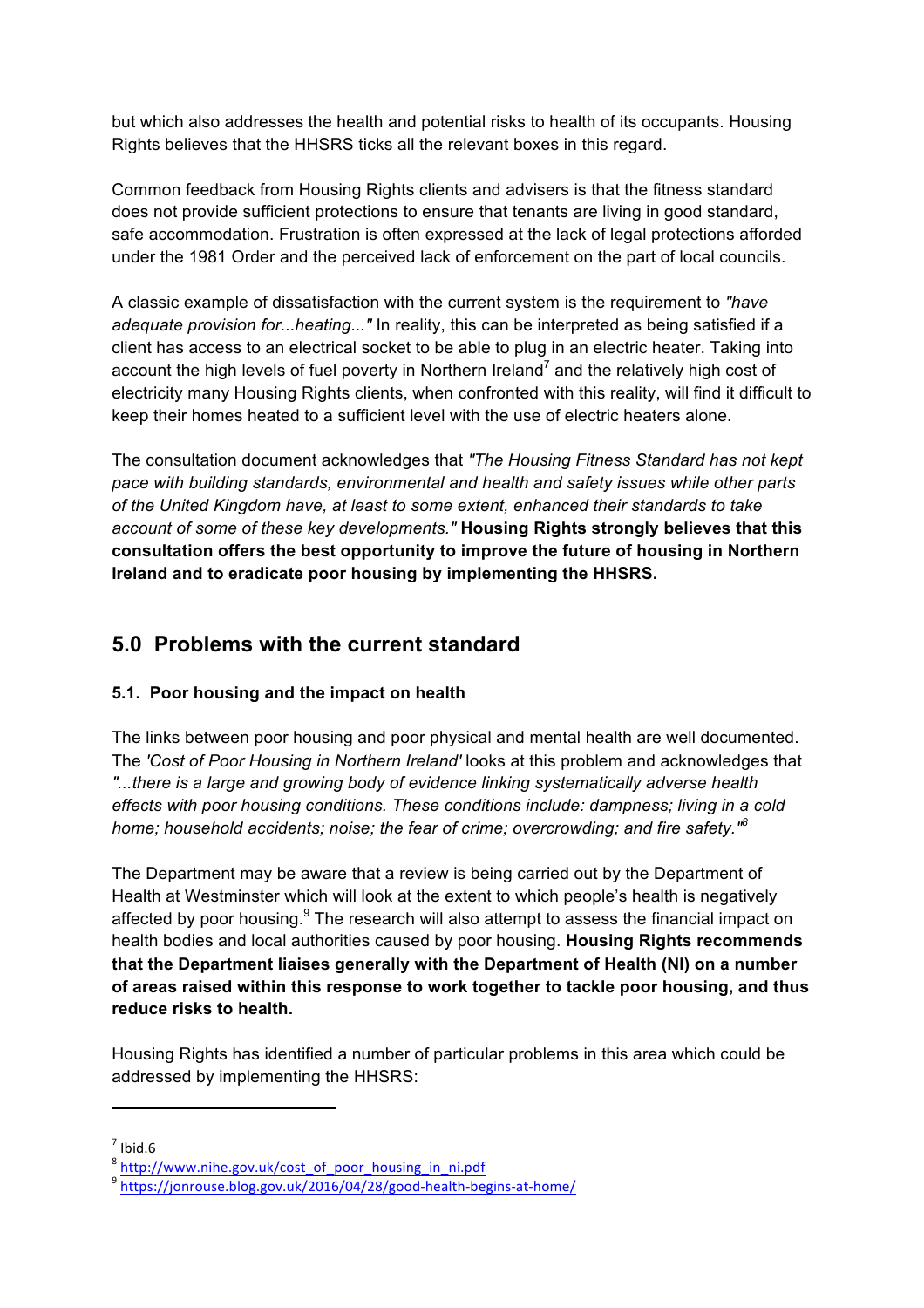but which also addresses the health and potential risks to health of its occupants. Housing Rights believes that the HHSRS ticks all the relevant boxes in this regard.

Common feedback from Housing Rights clients and advisers is that the fitness standard does not provide sufficient protections to ensure that tenants are living in good standard, safe accommodation. Frustration is often expressed at the lack of legal protections afforded under the 1981 Order and the perceived lack of enforcement on the part of local councils.

A classic example of dissatisfaction with the current system is the requirement to *"have adequate provision for...heating..."* In reality, this can be interpreted as being satisfied if a client has access to an electrical socket to be able to plug in an electric heater. Taking into account the high levels of fuel poverty in Northern Ireland[7] and the relatively high cost of electricity many Housing Rights clients, when confronted with this reality, will find it difficult to keep their homes heated to a sufficient level with the use of electric heaters alone.

The consultation document acknowledges that *"The Housing Fitness Standard has not kept pace with building standards, environmental and health and safety issues while other parts of the United Kingdom have, at least to some extent, enhanced their standards to take account of some of these key developments."* **Housing Rights strongly believes that this consultation offers the best opportunity to improve the future of housing in Northern Ireland and to eradicate poor housing by implementing the HHSRS.**

## 5.0 Problems with the current standard

### 5.1. Poor housing and the impact on health

The links between poor housing and poor physical and mental health are well documented. The *'Cost of Poor Housing in Northern Ireland'* looks at this problem and acknowledges that *"...there is a large and growing body of evidence linking systematically adverse health effects with poor housing conditions. These conditions include: dampness; living in a cold home; household accidents; noise; the fear of crime; overcrowding; and fire safety."*[8]

The Department may be aware that a review is being carried out by the Department of Health at Westminster which will look at the extent to which people's health is negatively affected by poor housing.[9] The research will also attempt to assess the financial impact on health bodies and local authorities caused by poor housing. **Housing Rights recommends that the Department liaises generally with the Department of Health (NI) on a number of areas raised within this response to work together to tackle poor housing, and thus reduce risks to health.**

Housing Rights has identified a number of particular problems in this area which could be addressed by implementing the HHSRS:

---

[7] Ibid.6

[8] http://www.nihe.gov.uk/cost_of_poor_housing_in_ni.pdf

[9] https://jonrouse.blog.gov.uk/2016/04/28/good-health-begins-at-home/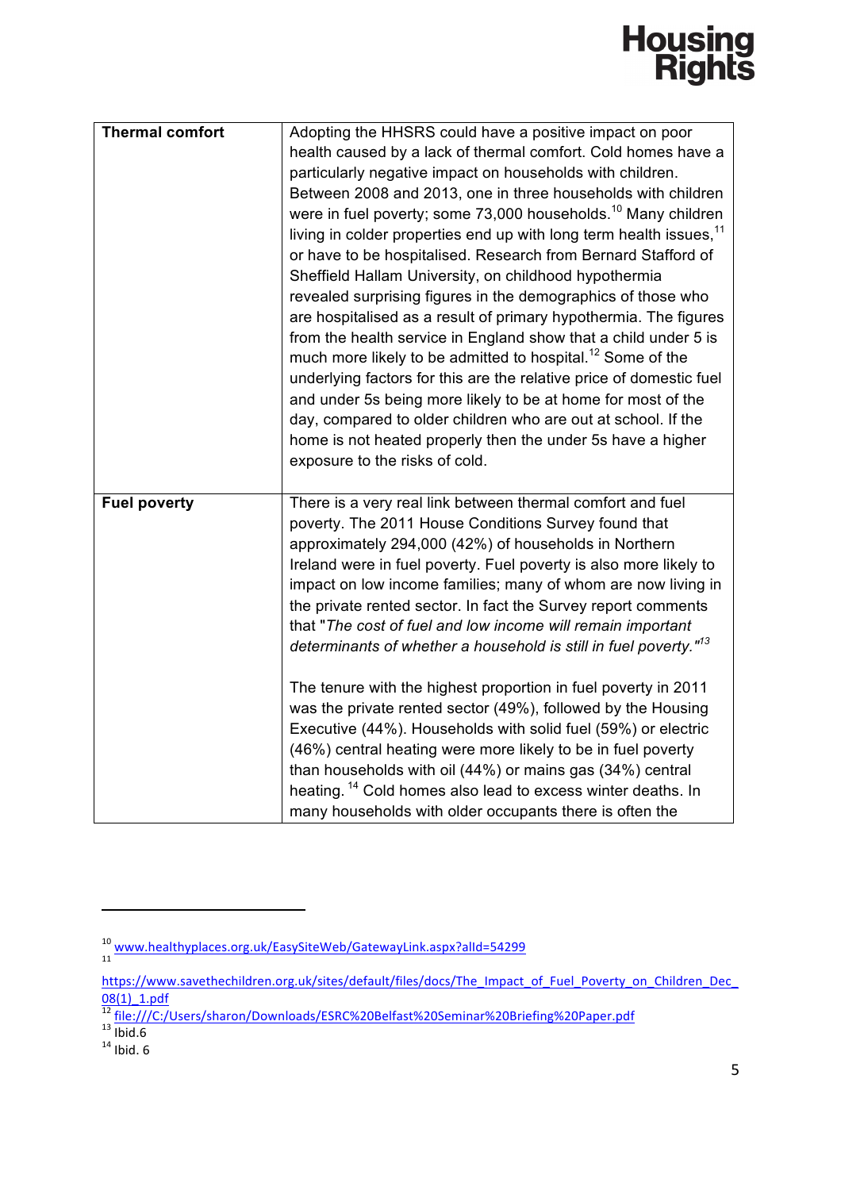| Thermal comfort | Adopting the HHSRS could have a positive impact on poor health caused by a lack of thermal comfort. Cold homes have a particularly negative impact on households with children. Between 2008 and 2013, one in three households with children were in fuel poverty; some 73,000 households.[10] Many children living in colder properties end up with long term health issues,[11] or have to be hospitalised. Research from Bernard Stafford of Sheffield Hallam University, on childhood hypothermia revealed surprising figures in the demographics of those who are hospitalised as a result of primary hypothermia. The figures from the health service in England show that a child under 5 is much more likely to be admitted to hospital.[12] Some of the underlying factors for this are the relative price of domestic fuel and under 5s being more likely to be at home for most of the day, compared to older children who are out at school. If the home is not heated properly then the under 5s have a higher exposure to the risks of cold. |
|---|---|
| **Fuel poverty** | There is a very real link between thermal comfort and fuel poverty. The 2011 House Conditions Survey found that approximately 294,000 (42%) of households in Northern Ireland were in fuel poverty. Fuel poverty is also more likely to impact on low income families; many of whom are now living in the private rented sector. In fact the Survey report comments that "*The cost of fuel and low income will remain important determinants of whether a household is still in fuel poverty.*"[13]<br><br>The tenure with the highest proportion in fuel poverty in 2011 was the private rented sector (49%), followed by the Housing Executive (44%). Households with solid fuel (59%) or electric (46%) central heating were more likely to be in fuel poverty than households with oil (44%) or mains gas (34%) central heating. [14] Cold homes also lead to excess winter deaths. In many households with older occupants there is often the |

[10] www.healthyplaces.org.uk/EasySiteWeb/GatewayLink.aspx?alId=54299

[11] https://www.savethechildren.org.uk/sites/default/files/docs/The_Impact_of_Fuel_Poverty_on_Children_Dec_08(1)_1.pdf

[12] file:///C:/Users/sharon/Downloads/ESRC%20Belfast%20Seminar%20Briefing%20Paper.pdf

[13] Ibid.6

[14] Ibid. 6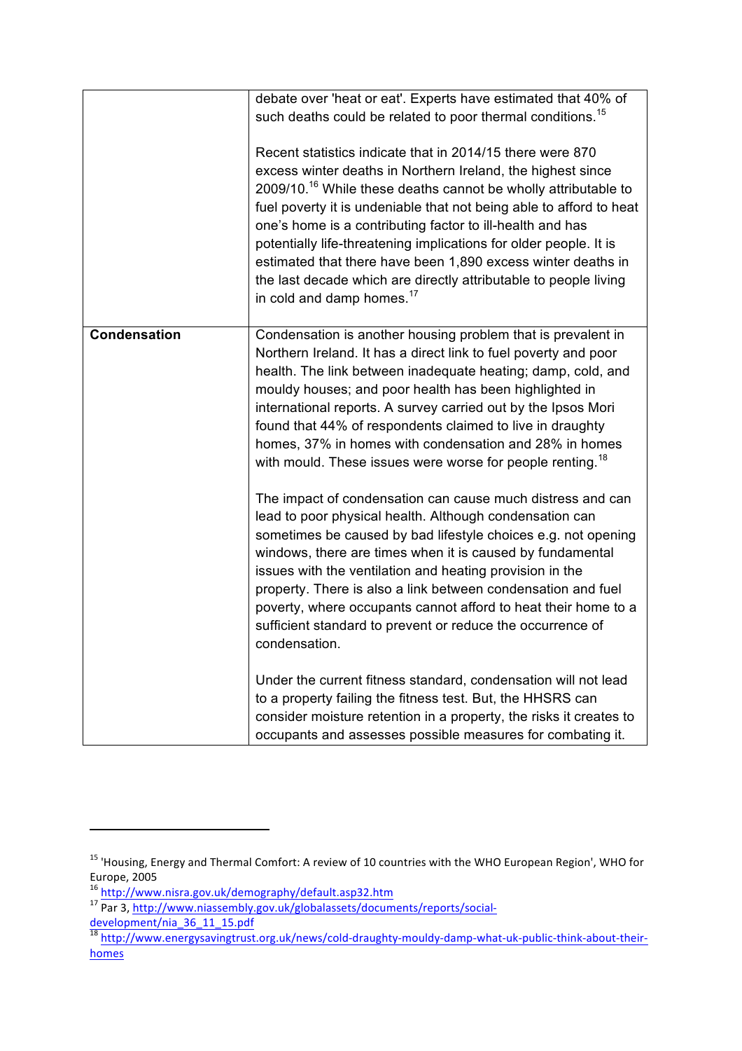| | |
|---|---|
| | debate over 'heat or eat'. Experts have estimated that 40% of such deaths could be related to poor thermal conditions.[15]<br><br>Recent statistics indicate that in 2014/15 there were 870 excess winter deaths in Northern Ireland, the highest since 2009/10.[16] While these deaths cannot be wholly attributable to fuel poverty it is undeniable that not being able to afford to heat one's home is a contributing factor to ill-health and has potentially life-threatening implications for older people. It is estimated that there have been 1,890 excess winter deaths in the last decade which are directly attributable to people living in cold and damp homes.[17] |
| **Condensation** | Condensation is another housing problem that is prevalent in Northern Ireland. It has a direct link to fuel poverty and poor health. The link between inadequate heating; damp, cold, and mouldy houses; and poor health has been highlighted in international reports. A survey carried out by the Ipsos Mori found that 44% of respondents claimed to live in draughty homes, 37% in homes with condensation and 28% in homes with mould. These issues were worse for people renting.[18]<br><br>The impact of condensation can cause much distress and can lead to poor physical health. Although condensation can sometimes be caused by bad lifestyle choices e.g. not opening windows, there are times when it is caused by fundamental issues with the ventilation and heating provision in the property. There is also a link between condensation and fuel poverty, where occupants cannot afford to heat their home to a sufficient standard to prevent or reduce the occurrence of condensation.<br><br>Under the current fitness standard, condensation will not lead to a property failing the fitness test. But, the HHSRS can consider moisture retention in a property, the risks it creates to occupants and assesses possible measures for combating it. |

[15] 'Housing, Energy and Thermal Comfort: A review of 10 countries with the WHO European Region', WHO for Europe, 2005

[16] http://www.nisra.gov.uk/demography/default.asp32.htm

[17] Par 3, http://www.niassembly.gov.uk/globalassets/documents/reports/social-development/nia_36_11_15.pdf

[18] http://www.energysavingtrust.org.uk/news/cold-draughty-mouldy-damp-what-uk-public-think-about-their-homes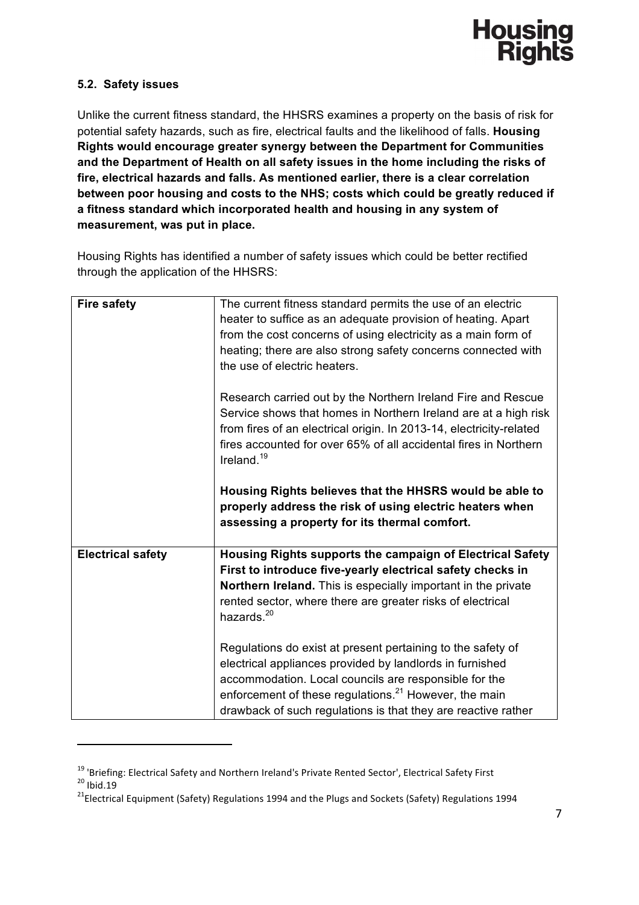### 5.2. Safety issues

Unlike the current fitness standard, the HHSRS examines a property on the basis of risk for potential safety hazards, such as fire, electrical faults and the likelihood of falls. **Housing Rights would encourage greater synergy between the Department for Communities and the Department of Health on all safety issues in the home including the risks of fire, electrical hazards and falls. As mentioned earlier, there is a clear correlation between poor housing and costs to the NHS; costs which could be greatly reduced if a fitness standard which incorporated health and housing in any system of measurement, was put in place.**

Housing Rights has identified a number of safety issues which could be better rectified through the application of the HHSRS:

| **Fire safety** | The current fitness standard permits the use of an electric heater to suffice as an adequate provision of heating. Apart from the cost concerns of using electricity as a main form of heating; there are also strong safety concerns connected with the use of electric heaters.<br><br>Research carried out by the Northern Ireland Fire and Rescue Service shows that homes in Northern Ireland are at a high risk from fires of an electrical origin. In 2013-14, electricity-related fires accounted for over 65% of all accidental fires in Northern Ireland.[19]<br><br>**Housing Rights believes that the HHSRS would be able to properly address the risk of using electric heaters when assessing a property for its thermal comfort.** |
|---|---|
| **Electrical safety** | **Housing Rights supports the campaign of Electrical Safety First to introduce five-yearly electrical safety checks in Northern Ireland.** This is especially important in the private rented sector, where there are greater risks of electrical hazards.[20]<br><br>Regulations do exist at present pertaining to the safety of electrical appliances provided by landlords in furnished accommodation. Local councils are responsible for the enforcement of these regulations.[21] However, the main drawback of such regulations is that they are reactive rather |

[19] 'Briefing: Electrical Safety and Northern Ireland's Private Rented Sector', Electrical Safety First

[20] Ibid.19

[21] Electrical Equipment (Safety) Regulations 1994 and the Plugs and Sockets (Safety) Regulations 1994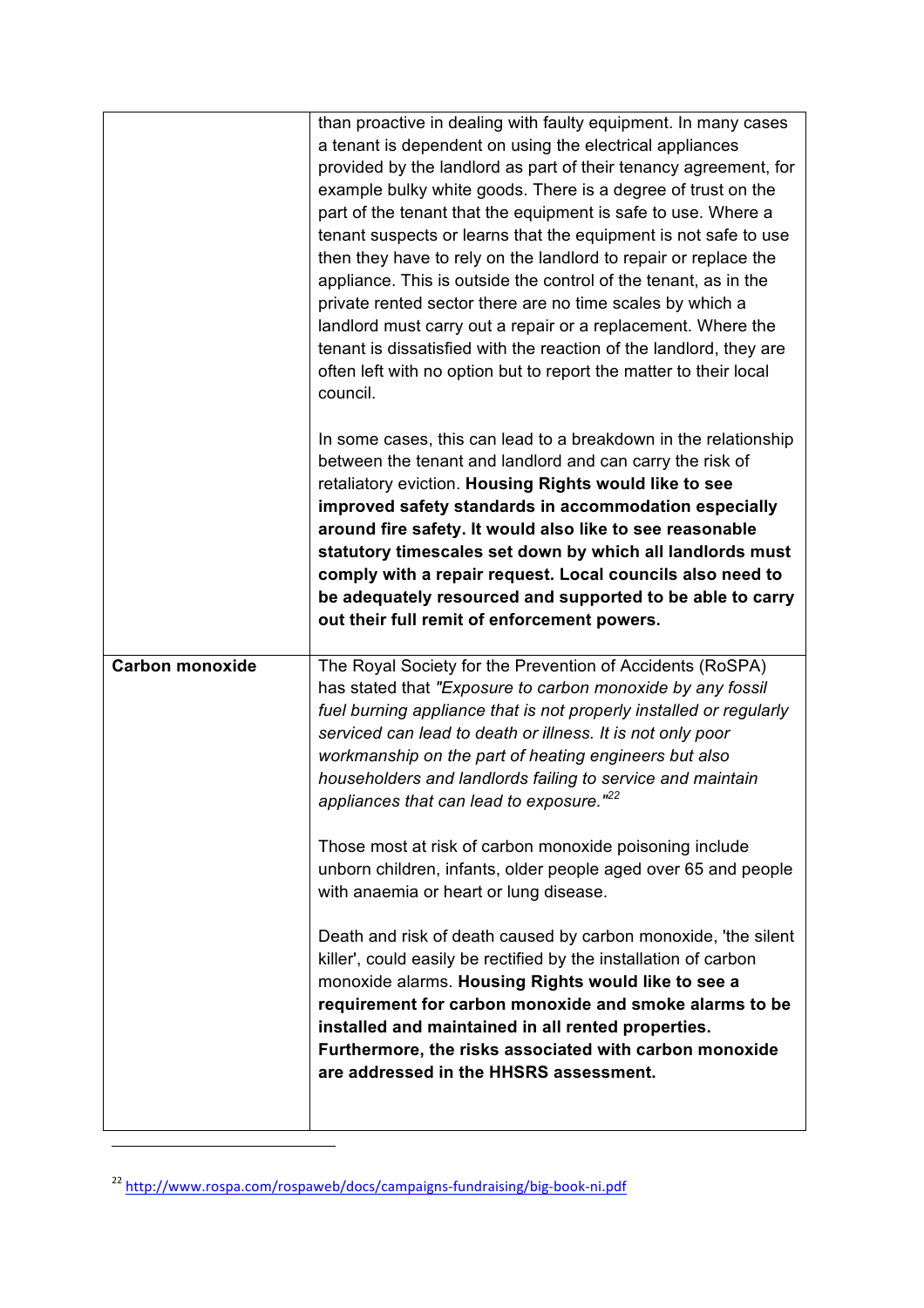| | |
|---|---|
| | than proactive in dealing with faulty equipment. In many cases a tenant is dependent on using the electrical appliances provided by the landlord as part of their tenancy agreement, for example bulky white goods. There is a degree of trust on the part of the tenant that the equipment is safe to use. Where a tenant suspects or learns that the equipment is not safe to use then they have to rely on the landlord to repair or replace the appliance. This is outside the control of the tenant, as in the private rented sector there are no time scales by which a landlord must carry out a repair or a replacement. Where the tenant is dissatisfied with the reaction of the landlord, they are often left with no option but to report the matter to their local council.<br><br>In some cases, this can lead to a breakdown in the relationship between the tenant and landlord and can carry the risk of retaliatory eviction. **Housing Rights would like to see improved safety standards in accommodation especially around fire safety. It would also like to see reasonable statutory timescales set down by which all landlords must comply with a repair request. Local councils also need to be adequately resourced and supported to be able to carry out their full remit of enforcement powers.** |
| **Carbon monoxide** | The Royal Society for the Prevention of Accidents (RoSPA) has stated that *"Exposure to carbon monoxide by any fossil fuel burning appliance that is not properly installed or regularly serviced can lead to death or illness. It is not only poor workmanship on the part of heating engineers but also householders and landlords failing to service and maintain appliances that can lead to exposure."*[22]<br><br>Those most at risk of carbon monoxide poisoning include unborn children, infants, older people aged over 65 and people with anaemia or heart or lung disease.<br><br>Death and risk of death caused by carbon monoxide, 'the silent killer', could easily be rectified by the installation of carbon monoxide alarms. **Housing Rights would like to see a requirement for carbon monoxide and smoke alarms to be installed and maintained in all rented properties. Furthermore, the risks associated with carbon monoxide are addressed in the HHSRS assessment.** |

[22] http://www.rospa.com/rospaweb/docs/campaigns-fundraising/big-book-ni.pdf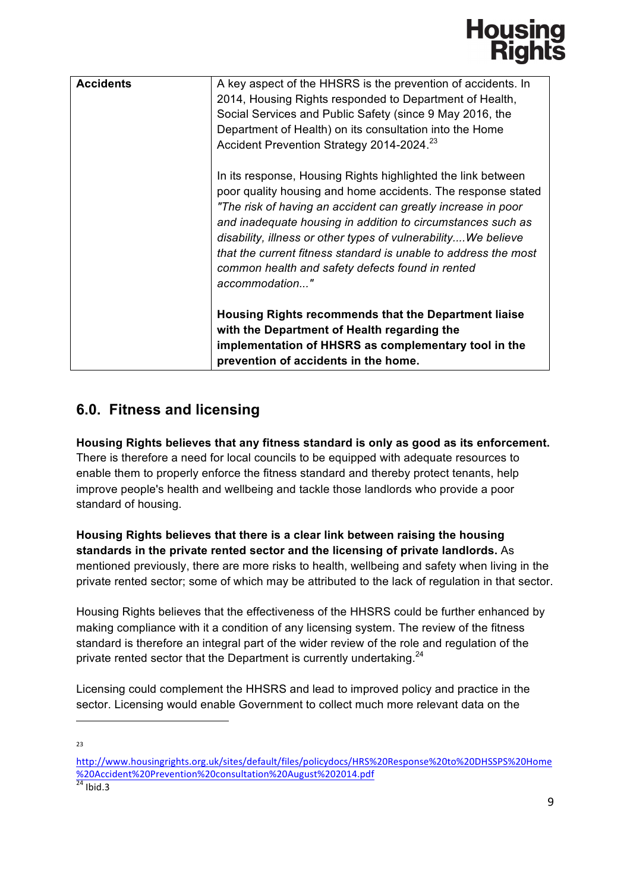| Accidents | A key aspect of the HHSRS is the prevention of accidents. In 2014, Housing Rights responded to Department of Health, Social Services and Public Safety (since 9 May 2016, the Department of Health) on its consultation into the Home Accident Prevention Strategy 2014-2024.[23]<br><br>In its response, Housing Rights highlighted the link between poor quality housing and home accidents. The response stated *"The risk of having an accident can greatly increase in poor and inadequate housing in addition to circumstances such as disability, illness or other types of vulnerability....We believe that the current fitness standard is unable to address the most common health and safety defects found in rented accommodation..."*<br><br>**Housing Rights recommends that the Department liaise with the Department of Health regarding the implementation of HHSRS as complementary tool in the prevention of accidents in the home.** |
|---|---|

## 6.0. Fitness and licensing

**Housing Rights believes that any fitness standard is only as good as its enforcement.** There is therefore a need for local councils to be equipped with adequate resources to enable them to properly enforce the fitness standard and thereby protect tenants, help improve people's health and wellbeing and tackle those landlords who provide a poor standard of housing.

**Housing Rights believes that there is a clear link between raising the housing standards in the private rented sector and the licensing of private landlords.** As mentioned previously, there are more risks to health, wellbeing and safety when living in the private rented sector; some of which may be attributed to the lack of regulation in that sector.

Housing Rights believes that the effectiveness of the HHSRS could be further enhanced by making compliance with it a condition of any licensing system. The review of the fitness standard is therefore an integral part of the wider review of the role and regulation of the private rented sector that the Department is currently undertaking.[24]

Licensing could complement the HHSRS and lead to improved policy and practice in the sector. Licensing would enable Government to collect much more relevant data on the

---

[23] http://www.housingrights.org.uk/sites/default/files/policydocs/HRS%20Response%20to%20DHSSPS%20Home%20Accident%20Prevention%20consultation%20August%202014.pdf

[24] Ibid.3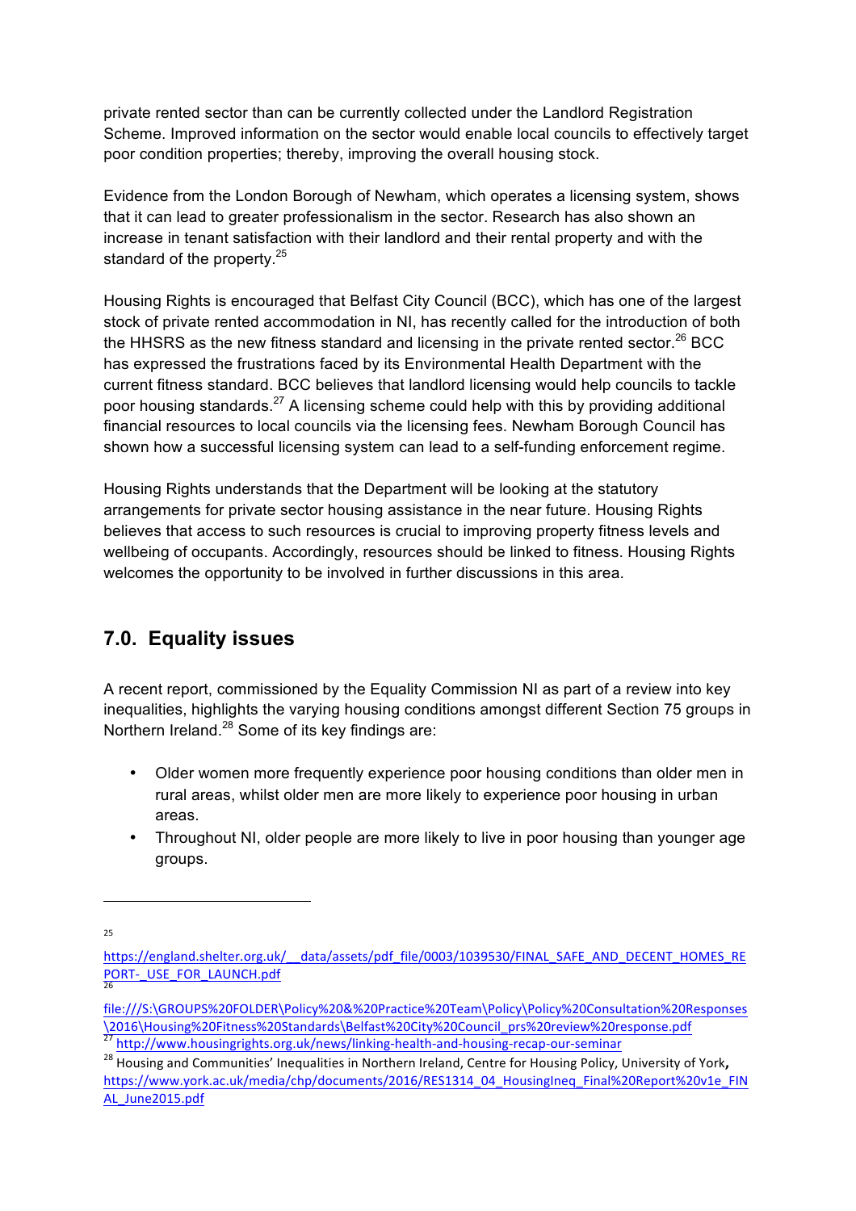private rented sector than can be currently collected under the Landlord Registration Scheme. Improved information on the sector would enable local councils to effectively target poor condition properties; thereby, improving the overall housing stock.

Evidence from the London Borough of Newham, which operates a licensing system, shows that it can lead to greater professionalism in the sector. Research has also shown an increase in tenant satisfaction with their landlord and their rental property and with the standard of the property.[25]

Housing Rights is encouraged that Belfast City Council (BCC), which has one of the largest stock of private rented accommodation in NI, has recently called for the introduction of both the HHSRS as the new fitness standard and licensing in the private rented sector.[26] BCC has expressed the frustrations faced by its Environmental Health Department with the current fitness standard. BCC believes that landlord licensing would help councils to tackle poor housing standards.[27] A licensing scheme could help with this by providing additional financial resources to local councils via the licensing fees. Newham Borough Council has shown how a successful licensing system can lead to a self-funding enforcement regime.

Housing Rights understands that the Department will be looking at the statutory arrangements for private sector housing assistance in the near future. Housing Rights believes that access to such resources is crucial to improving property fitness levels and wellbeing of occupants. Accordingly, resources should be linked to fitness. Housing Rights welcomes the opportunity to be involved in further discussions in this area.

## 7.0. Equality issues

A recent report, commissioned by the Equality Commission NI as part of a review into key inequalities, highlights the varying housing conditions amongst different Section 75 groups in Northern Ireland.[28] Some of its key findings are:

- Older women more frequently experience poor housing conditions than older men in rural areas, whilst older men are more likely to experience poor housing in urban areas.
- Throughout NI, older people are more likely to live in poor housing than younger age groups.

---

[25] https://england.shelter.org.uk/__data/assets/pdf_file/0003/1039530/FINAL_SAFE_AND_DECENT_HOMES_REPORT-_USE_FOR_LAUNCH.pdf

[26] file:///S:\GROUPS%20FOLDER\Policy%20&%20Practice%20Team\Policy\Policy%20Consultation%20Responses\2016\Housing%20Fitness%20Standards\Belfast%20City%20Council_prs%20review%20response.pdf

[27] http://www.housingrights.org.uk/news/linking-health-and-housing-recap-our-seminar

[28] Housing and Communities' Inequalities in Northern Ireland, Centre for Housing Policy, University of York, https://www.york.ac.uk/media/chp/documents/2016/RES1314_04_HousingIneq_Final%20Report%20v1e_FINAL_June2015.pdf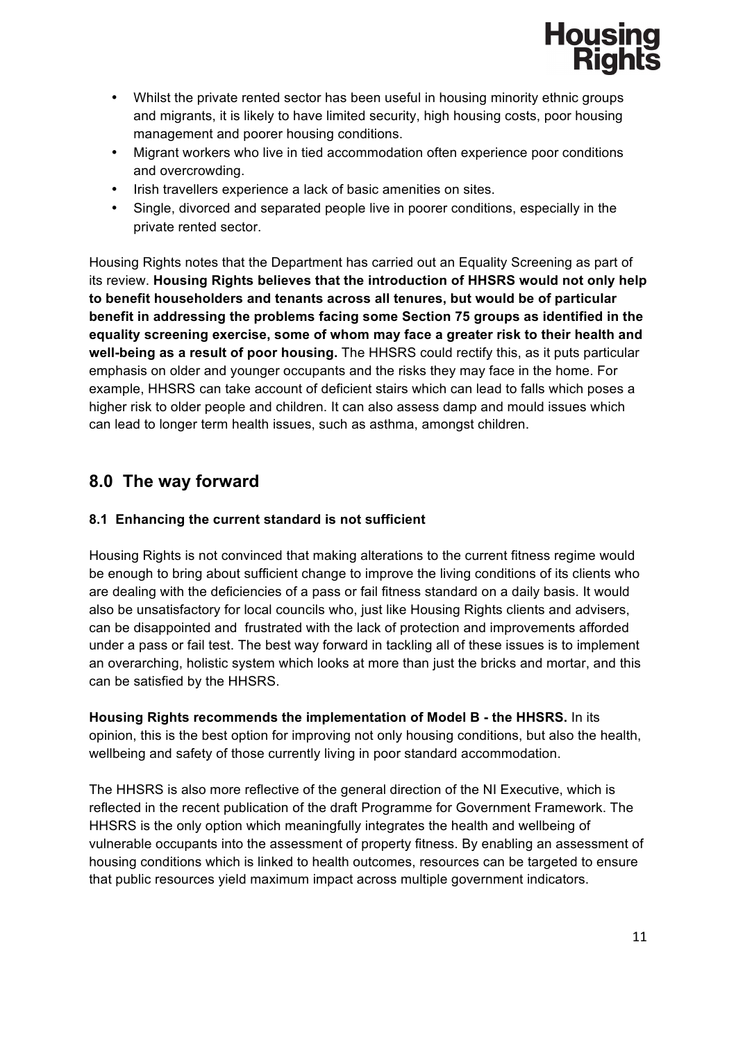- Whilst the private rented sector has been useful in housing minority ethnic groups and migrants, it is likely to have limited security, high housing costs, poor housing management and poorer housing conditions.
- Migrant workers who live in tied accommodation often experience poor conditions and overcrowding.
- Irish travellers experience a lack of basic amenities on sites.
- Single, divorced and separated people live in poorer conditions, especially in the private rented sector.

Housing Rights notes that the Department has carried out an Equality Screening as part of its review. **Housing Rights believes that the introduction of HHSRS would not only help to benefit householders and tenants across all tenures, but would be of particular benefit in addressing the problems facing some Section 75 groups as identified in the equality screening exercise, some of whom may face a greater risk to their health and well-being as a result of poor housing.** The HHSRS could rectify this, as it puts particular emphasis on older and younger occupants and the risks they may face in the home. For example, HHSRS can take account of deficient stairs which can lead to falls which poses a higher risk to older people and children. It can also assess damp and mould issues which can lead to longer term health issues, such as asthma, amongst children.

## 8.0 The way forward

### 8.1 Enhancing the current standard is not sufficient

Housing Rights is not convinced that making alterations to the current fitness regime would be enough to bring about sufficient change to improve the living conditions of its clients who are dealing with the deficiencies of a pass or fail fitness standard on a daily basis. It would also be unsatisfactory for local councils who, just like Housing Rights clients and advisers, can be disappointed and frustrated with the lack of protection and improvements afforded under a pass or fail test. The best way forward in tackling all of these issues is to implement an overarching, holistic system which looks at more than just the bricks and mortar, and this can be satisfied by the HHSRS.

**Housing Rights recommends the implementation of Model B - the HHSRS.** In its opinion, this is the best option for improving not only housing conditions, but also the health, wellbeing and safety of those currently living in poor standard accommodation.

The HHSRS is also more reflective of the general direction of the NI Executive, which is reflected in the recent publication of the draft Programme for Government Framework. The HHSRS is the only option which meaningfully integrates the health and wellbeing of vulnerable occupants into the assessment of property fitness. By enabling an assessment of housing conditions which is linked to health outcomes, resources can be targeted to ensure that public resources yield maximum impact across multiple government indicators.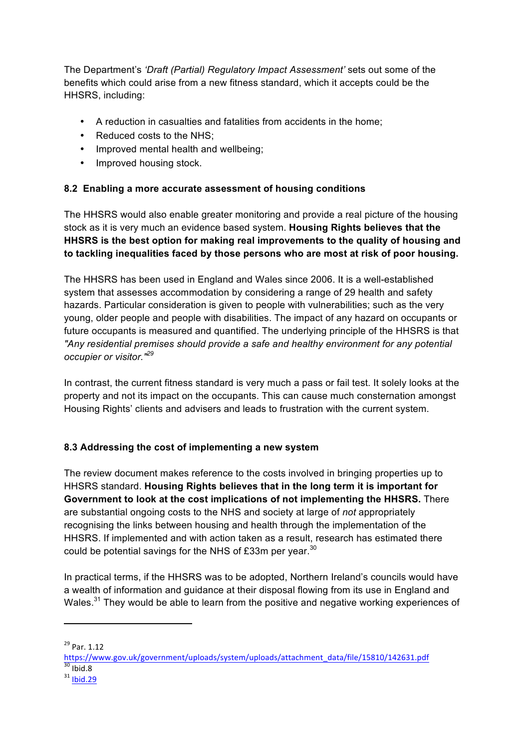The Department's *'Draft (Partial) Regulatory Impact Assessment'* sets out some of the benefits which could arise from a new fitness standard, which it accepts could be the HHSRS, including:

- A reduction in casualties and fatalities from accidents in the home;
- Reduced costs to the NHS;
- Improved mental health and wellbeing;
- Improved housing stock.

### 8.2 Enabling a more accurate assessment of housing conditions

The HHSRS would also enable greater monitoring and provide a real picture of the housing stock as it is very much an evidence based system. **Housing Rights believes that the HHSRS is the best option for making real improvements to the quality of housing and to tackling inequalities faced by those persons who are most at risk of poor housing.**

The HHSRS has been used in England and Wales since 2006. It is a well-established system that assesses accommodation by considering a range of 29 health and safety hazards. Particular consideration is given to people with vulnerabilities; such as the very young, older people and people with disabilities. The impact of any hazard on occupants or future occupants is measured and quantified. The underlying principle of the HHSRS is that *"Any residential premises should provide a safe and healthy environment for any potential occupier or visitor."*[29]

In contrast, the current fitness standard is very much a pass or fail test. It solely looks at the property and not its impact on the occupants. This can cause much consternation amongst Housing Rights' clients and advisers and leads to frustration with the current system.

### 8.3 Addressing the cost of implementing a new system

The review document makes reference to the costs involved in bringing properties up to HHSRS standard. **Housing Rights believes that in the long term it is important for Government to look at the cost implications of not implementing the HHSRS.** There are substantial ongoing costs to the NHS and society at large of *not* appropriately recognising the links between housing and health through the implementation of the HHSRS. If implemented and with action taken as a result, research has estimated there could be potential savings for the NHS of £33m per year.[30]

In practical terms, if the HHSRS was to be adopted, Northern Ireland's councils would have a wealth of information and guidance at their disposal flowing from its use in England and Wales.[31] They would be able to learn from the positive and negative working experiences of

---

[29] Par. 1.12 https://www.gov.uk/government/uploads/system/uploads/attachment_data/file/15810/142631.pdf

[30] Ibid.8

[31] Ibid.29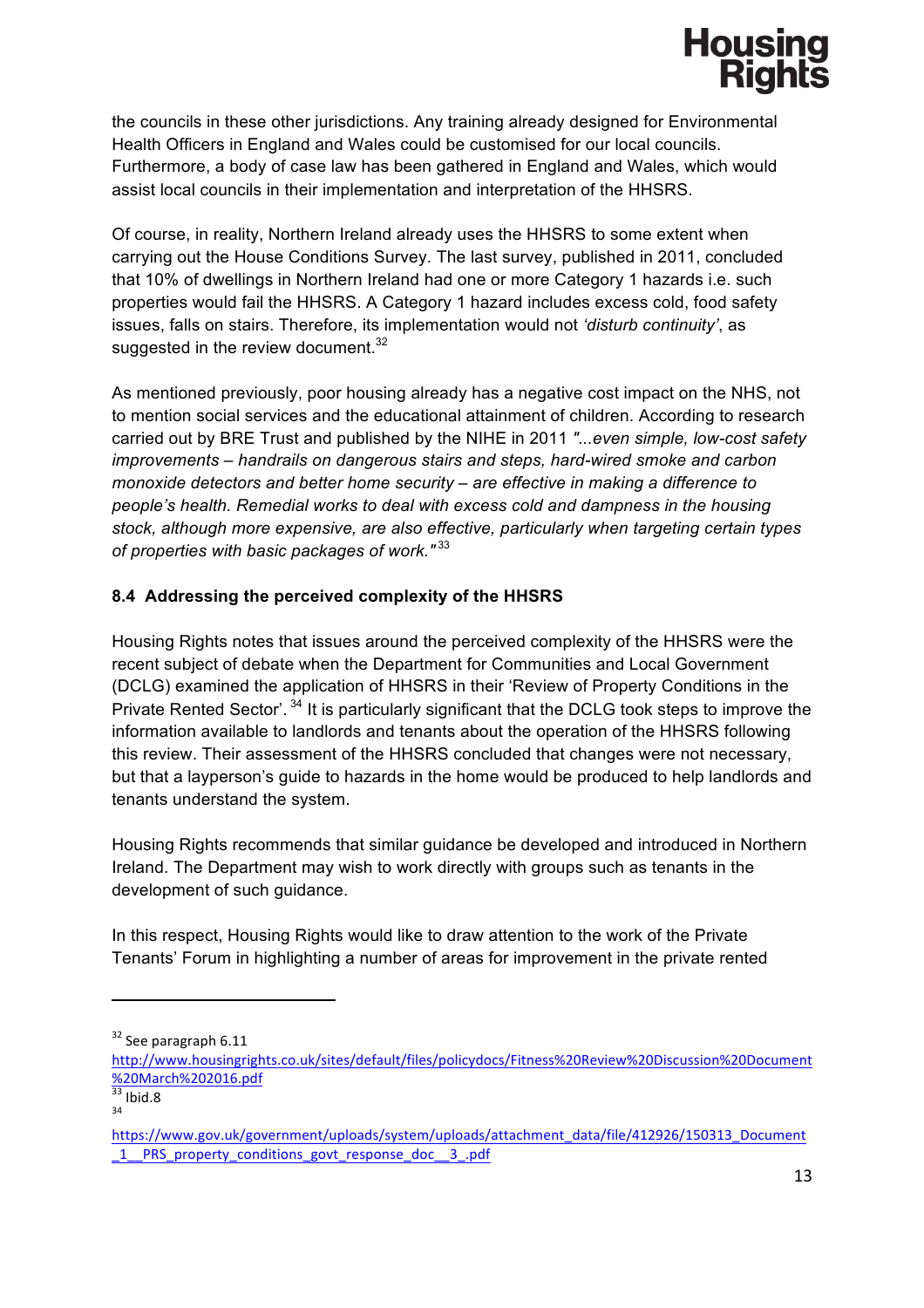the councils in these other jurisdictions. Any training already designed for Environmental Health Officers in England and Wales could be customised for our local councils. Furthermore, a body of case law has been gathered in England and Wales, which would assist local councils in their implementation and interpretation of the HHSRS.

Of course, in reality, Northern Ireland already uses the HHSRS to some extent when carrying out the House Conditions Survey. The last survey, published in 2011, concluded that 10% of dwellings in Northern Ireland had one or more Category 1 hazards i.e. such properties would fail the HHSRS. A Category 1 hazard includes excess cold, food safety issues, falls on stairs. Therefore, its implementation would not *'disturb continuity'*, as suggested in the review document.[32]

As mentioned previously, poor housing already has a negative cost impact on the NHS, not to mention social services and the educational attainment of children. According to research carried out by BRE Trust and published by the NIHE in 2011 *"...even simple, low-cost safety improvements – handrails on dangerous stairs and steps, hard-wired smoke and carbon monoxide detectors and better home security – are effective in making a difference to people's health. Remedial works to deal with excess cold and dampness in the housing stock, although more expensive, are also effective, particularly when targeting certain types of properties with basic packages of work."*[33]

### 8.4 Addressing the perceived complexity of the HHSRS

Housing Rights notes that issues around the perceived complexity of the HHSRS were the recent subject of debate when the Department for Communities and Local Government (DCLG) examined the application of HHSRS in their 'Review of Property Conditions in the Private Rented Sector'.[34] It is particularly significant that the DCLG took steps to improve the information available to landlords and tenants about the operation of the HHSRS following this review. Their assessment of the HHSRS concluded that changes were not necessary, but that a layperson's guide to hazards in the home would be produced to help landlords and tenants understand the system.

Housing Rights recommends that similar guidance be developed and introduced in Northern Ireland. The Department may wish to work directly with groups such as tenants in the development of such guidance.

In this respect, Housing Rights would like to draw attention to the work of the Private Tenants' Forum in highlighting a number of areas for improvement in the private rented

---

[32] See paragraph 6.11 http://www.housingrights.co.uk/sites/default/files/policydocs/Fitness%20Review%20Discussion%20Document%20March%202016.pdf

[33] Ibid.8

[34] https://www.gov.uk/government/uploads/system/uploads/attachment_data/file/412926/150313_Document_1__PRS_property_conditions_govt_response_doc__3_.pdf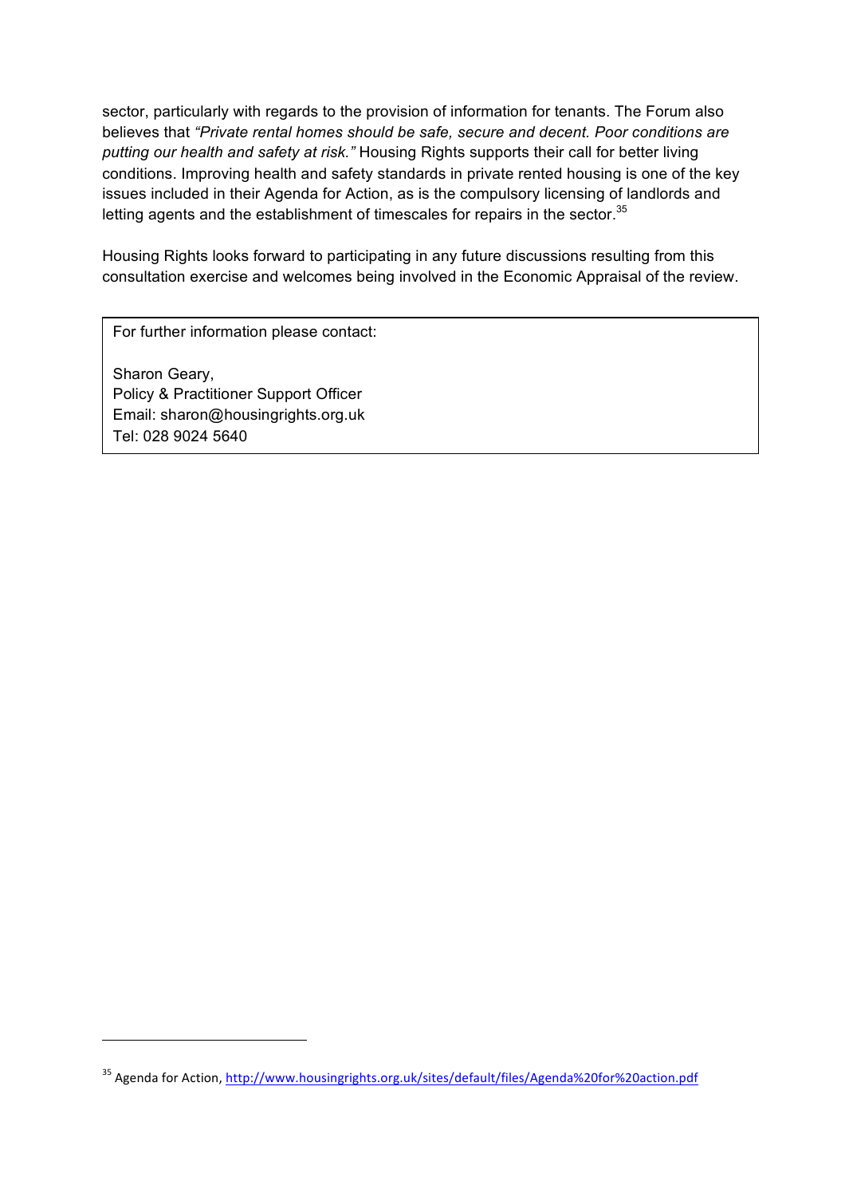sector, particularly with regards to the provision of information for tenants. The Forum also believes that *"Private rental homes should be safe, secure and decent. Poor conditions are putting our health and safety at risk."* Housing Rights supports their call for better living conditions. Improving health and safety standards in private rented housing is one of the key issues included in their Agenda for Action, as is the compulsory licensing of landlords and letting agents and the establishment of timescales for repairs in the sector.[35]

Housing Rights looks forward to participating in any future discussions resulting from this consultation exercise and welcomes being involved in the Economic Appraisal of the review.

For further information please contact:

Sharon Geary,
Policy & Practitioner Support Officer
Email: sharon@housingrights.org.uk
Tel: 028 9024 5640

---

[35] Agenda for Action, http://www.housingrights.org.uk/sites/default/files/Agenda%20for%20action.pdf